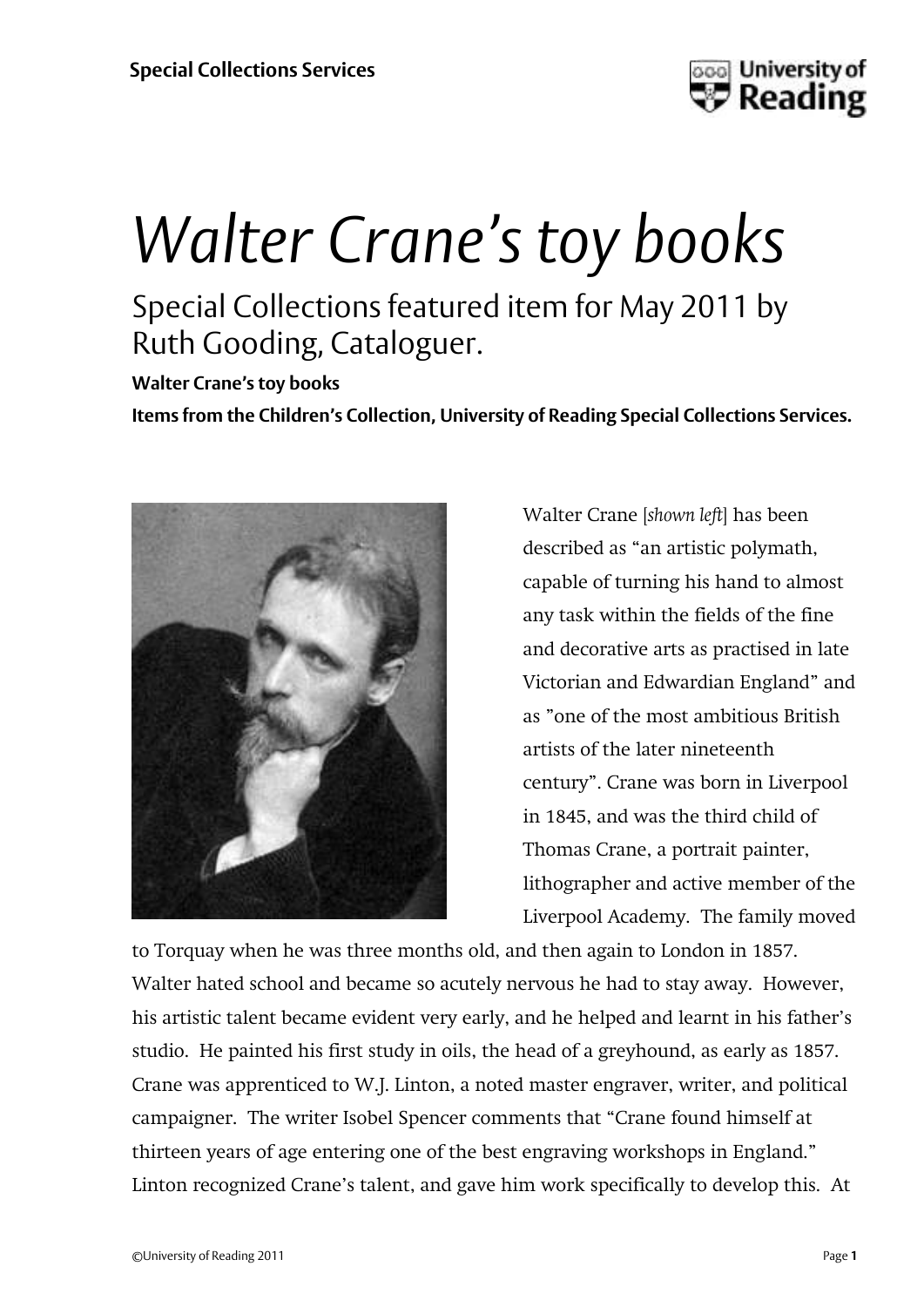# *Walter Crane's toy books*

## Special Collections featured item for May 2011 by Ruth Gooding, Cataloguer.

**Walter Crane's toy books**

**Items from the Children's Collection, University of Reading Special Collections Services.**

Walter Crane [*shown left*] has been described as "an artistic polymath, capable of turning his hand to almost any task within the fields of the fine and decorative arts as practised in late Victorian and Edwardian England" and as "one of the most ambitious British artists of the later nineteenth century". Crane was born in Liverpool in 1845, and was the third child of Thomas Crane, a portrait painter, lithographer and active member of the Liverpool Academy. The family moved to Torquay when he was three months old, and then again to London in 1857. Walter hated school and became so acutely nervous he had to stay away. However, his artistic talent became evident very early, and he helped and learnt in his father's studio. He painted his first study in oils, the head of a greyhound, as early as 1857. Crane was apprenticed to W.J. Linton, a noted master engraver, writer, and political campaigner. The writer Isobel Spencer comments that "Crane found himself at thirteen years of age entering one of the best engraving workshops in England." Linton recognized Crane's talent, and gave him work specifically to develop this. At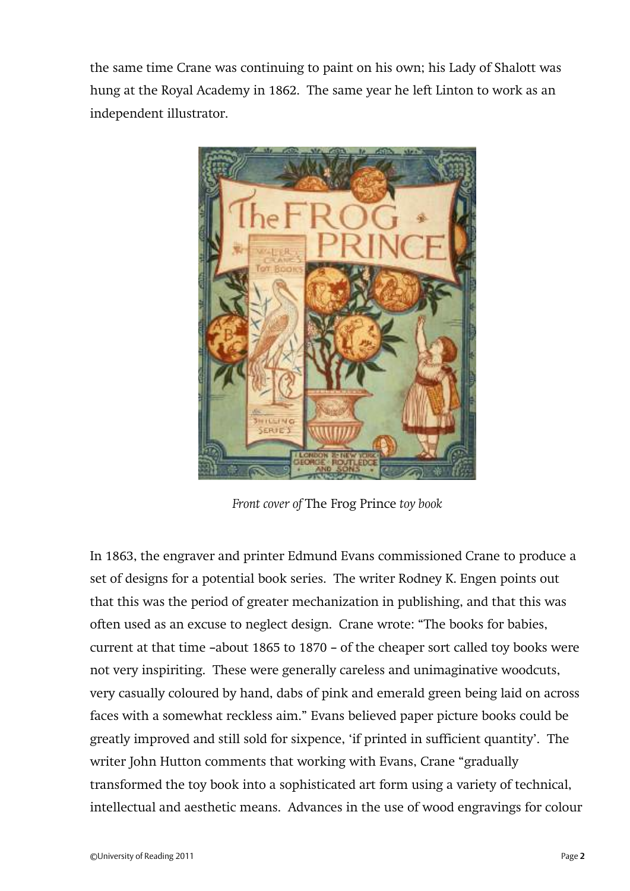the same time Crane was continuing to paint on his own; his Lady of Shalott was hung at the Royal Academy in 1862. The same year he left Linton to work as an independent illustrator.

*Front cover of* The Frog Prince *toy book*

In 1863, the engraver and printer Edmund Evans commissioned Crane to produce a set of designs for a potential book series. The writer Rodney K. Engen points out that this was the period of greater mechanization in publishing, and that this was often used as an excuse to neglect design. Crane wrote: "The books for babies, current at that time –about 1865 to 1870 – of the cheaper sort called toy books were not very inspiriting. These were generally careless and unimaginative woodcuts, very casually coloured by hand, dabs of pink and emerald green being laid on across faces with a somewhat reckless aim." Evans believed paper picture books could be greatly improved and still sold for sixpence, 'if printed in sufficient quantity'. The writer John Hutton comments that working with Evans, Crane "gradually transformed the toy book into a sophisticated art form using a variety of technical, intellectual and aesthetic means. Advances in the use of wood engravings for colour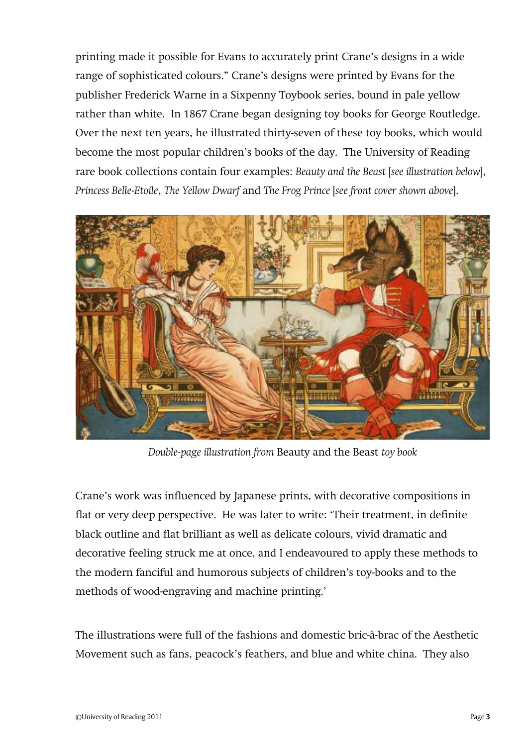printing made it possible for Evans to accurately print Crane's designs in a wide range of sophisticated colours." Crane's designs were printed by Evans for the publisher Frederick Warne in a Sixpenny Toybook series, bound in pale yellow rather than white. In 1867 Crane began designing toy books for George Routledge. Over the next ten years, he illustrated thirty-seven of these toy books, which would become the most popular children's books of the day. The University of Reading rare book collections contain four examples: *Beauty and the Beast* [*see illustration below*], *Princess Belle-Etoile*, *The Yellow Dwarf* and *The Frog Prince* [*see front cover shown above*].

*Double-page illustration from* Beauty and the Beast *toy book*

Crane's work was influenced by Japanese prints, with decorative compositions in flat or very deep perspective. He was later to write: 'Their treatment, in definite black outline and flat brilliant as well as delicate colours, vivid dramatic and decorative feeling struck me at once, and I endeavoured to apply these methods to the modern fanciful and humorous subjects of children's toy-books and to the methods of wood-engraving and machine printing.'

The illustrations were full of the fashions and domestic bric-à-brac of the Aesthetic Movement such as fans, peacock's feathers, and blue and white china. They also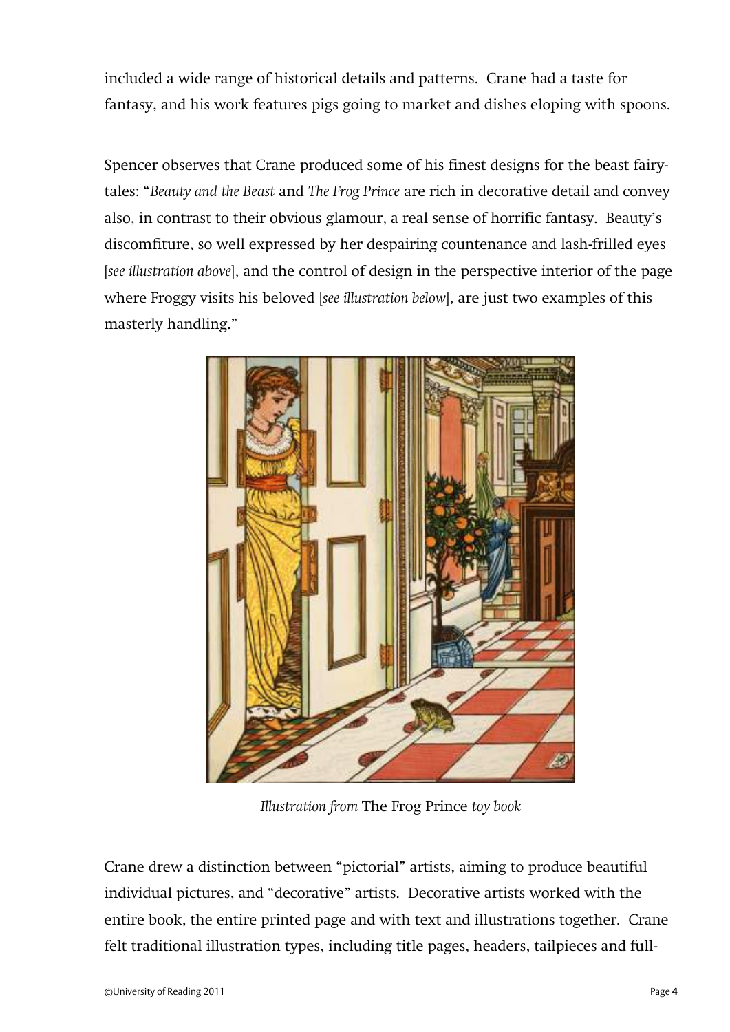included a wide range of historical details and patterns. Crane had a taste for fantasy, and his work features pigs going to market and dishes eloping with spoons.

Spencer observes that Crane produced some of his finest designs for the beast fairy-tales: "*Beauty and the Beast* and *The Frog Prince* are rich in decorative detail and convey also, in contrast to their obvious glamour, a real sense of horrific fantasy. Beauty's discomfiture, so well expressed by her despairing countenance and lash-frilled eyes [*see illustration above*], and the control of design in the perspective interior of the page where Froggy visits his beloved [*see illustration below*], are just two examples of this masterly handling."

*Illustration from* The Frog Prince *toy book*

Crane drew a distinction between "pictorial" artists, aiming to produce beautiful individual pictures, and "decorative" artists. Decorative artists worked with the entire book, the entire printed page and with text and illustrations together. Crane felt traditional illustration types, including title pages, headers, tailpieces and full-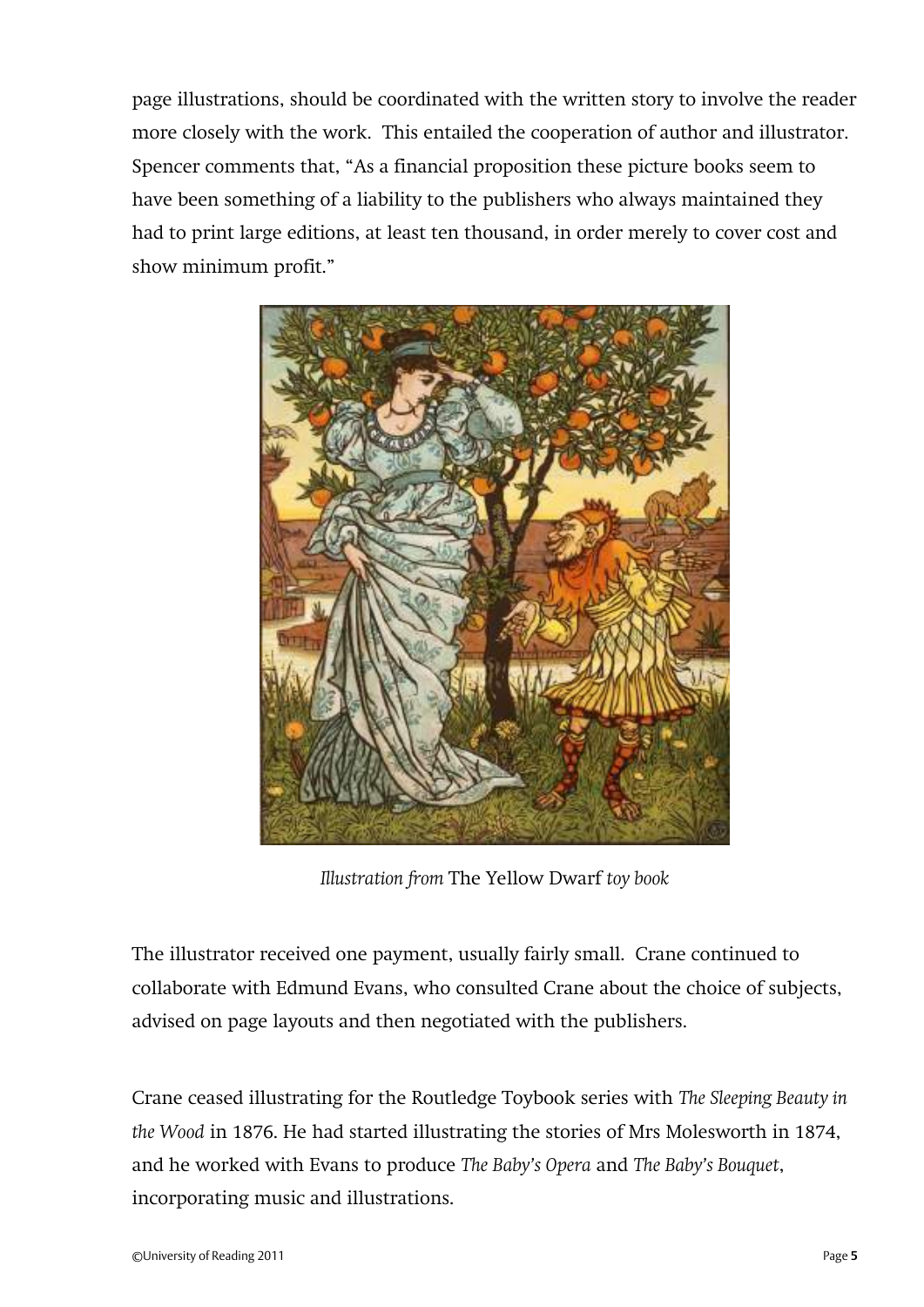page illustrations, should be coordinated with the written story to involve the reader more closely with the work. This entailed the cooperation of author and illustrator. Spencer comments that, "As a financial proposition these picture books seem to have been something of a liability to the publishers who always maintained they had to print large editions, at least ten thousand, in order merely to cover cost and show minimum profit."

*Illustration from* The Yellow Dwarf *toy book*

The illustrator received one payment, usually fairly small. Crane continued to collaborate with Edmund Evans, who consulted Crane about the choice of subjects, advised on page layouts and then negotiated with the publishers.

Crane ceased illustrating for the Routledge Toybook series with *The Sleeping Beauty in the Wood* in 1876. He had started illustrating the stories of Mrs Molesworth in 1874, and he worked with Evans to produce *The Baby's Opera* and *The Baby's Bouquet*, incorporating music and illustrations.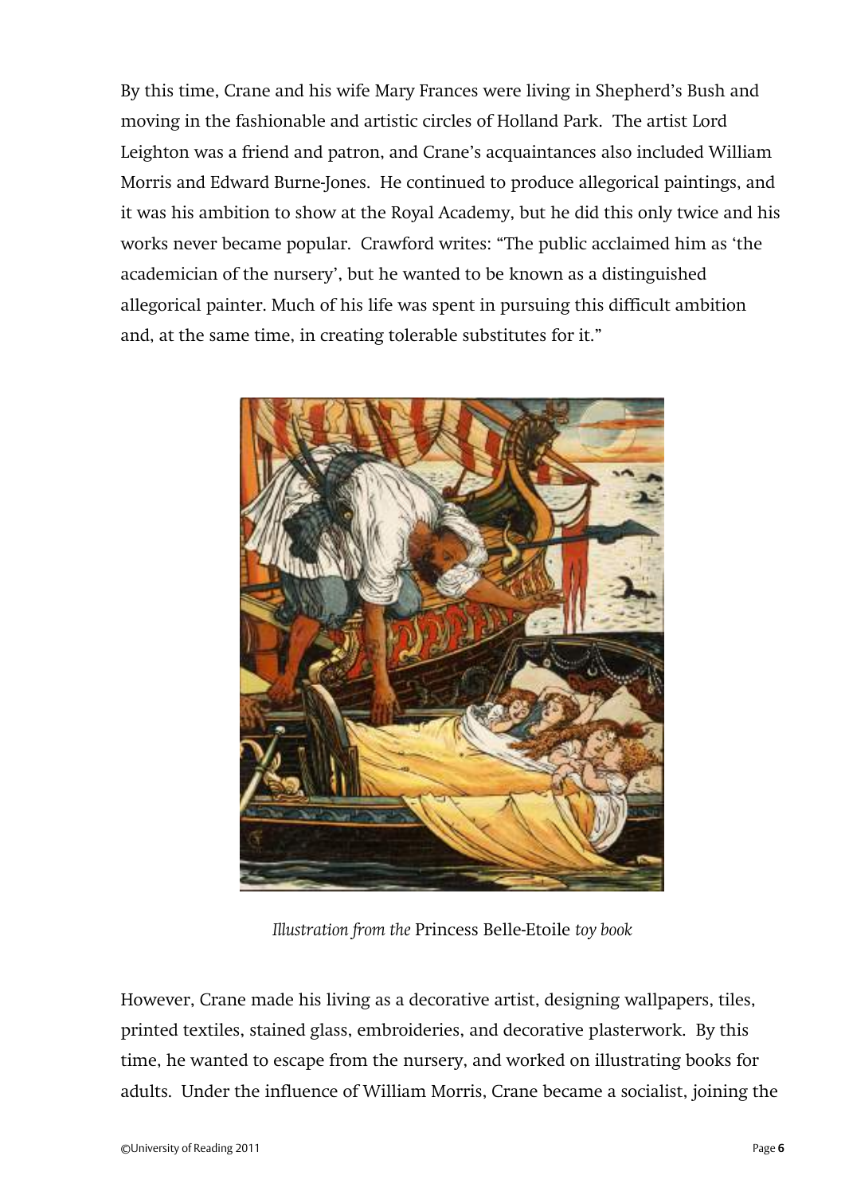By this time, Crane and his wife Mary Frances were living in Shepherd's Bush and moving in the fashionable and artistic circles of Holland Park. The artist Lord Leighton was a friend and patron, and Crane's acquaintances also included William Morris and Edward Burne-Jones. He continued to produce allegorical paintings, and it was his ambition to show at the Royal Academy, but he did this only twice and his works never became popular. Crawford writes: "The public acclaimed him as 'the academician of the nursery', but he wanted to be known as a distinguished allegorical painter. Much of his life was spent in pursuing this difficult ambition and, at the same time, in creating tolerable substitutes for it."

*Illustration from the* Princess Belle-Etoile *toy book*

However, Crane made his living as a decorative artist, designing wallpapers, tiles, printed textiles, stained glass, embroideries, and decorative plasterwork. By this time, he wanted to escape from the nursery, and worked on illustrating books for adults. Under the influence of William Morris, Crane became a socialist, joining the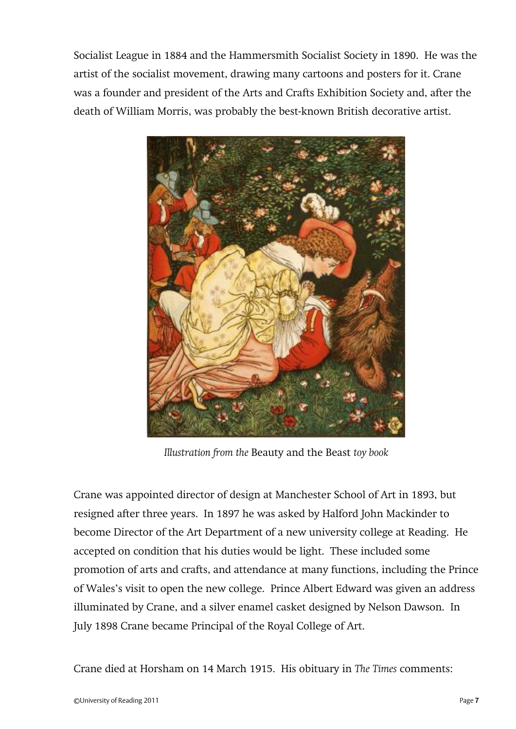Socialist League in 1884 and the Hammersmith Socialist Society in 1890. He was the artist of the socialist movement, drawing many cartoons and posters for it. Crane was a founder and president of the Arts and Crafts Exhibition Society and, after the death of William Morris, was probably the best-known British decorative artist.

*Illustration from the* Beauty and the Beast *toy book*

Crane was appointed director of design at Manchester School of Art in 1893, but resigned after three years. In 1897 he was asked by Halford John Mackinder to become Director of the Art Department of a new university college at Reading. He accepted on condition that his duties would be light. These included some promotion of arts and crafts, and attendance at many functions, including the Prince of Wales's visit to open the new college. Prince Albert Edward was given an address illuminated by Crane, and a silver enamel casket designed by Nelson Dawson. In July 1898 Crane became Principal of the Royal College of Art.

Crane died at Horsham on 14 March 1915. His obituary in *The Times* comments: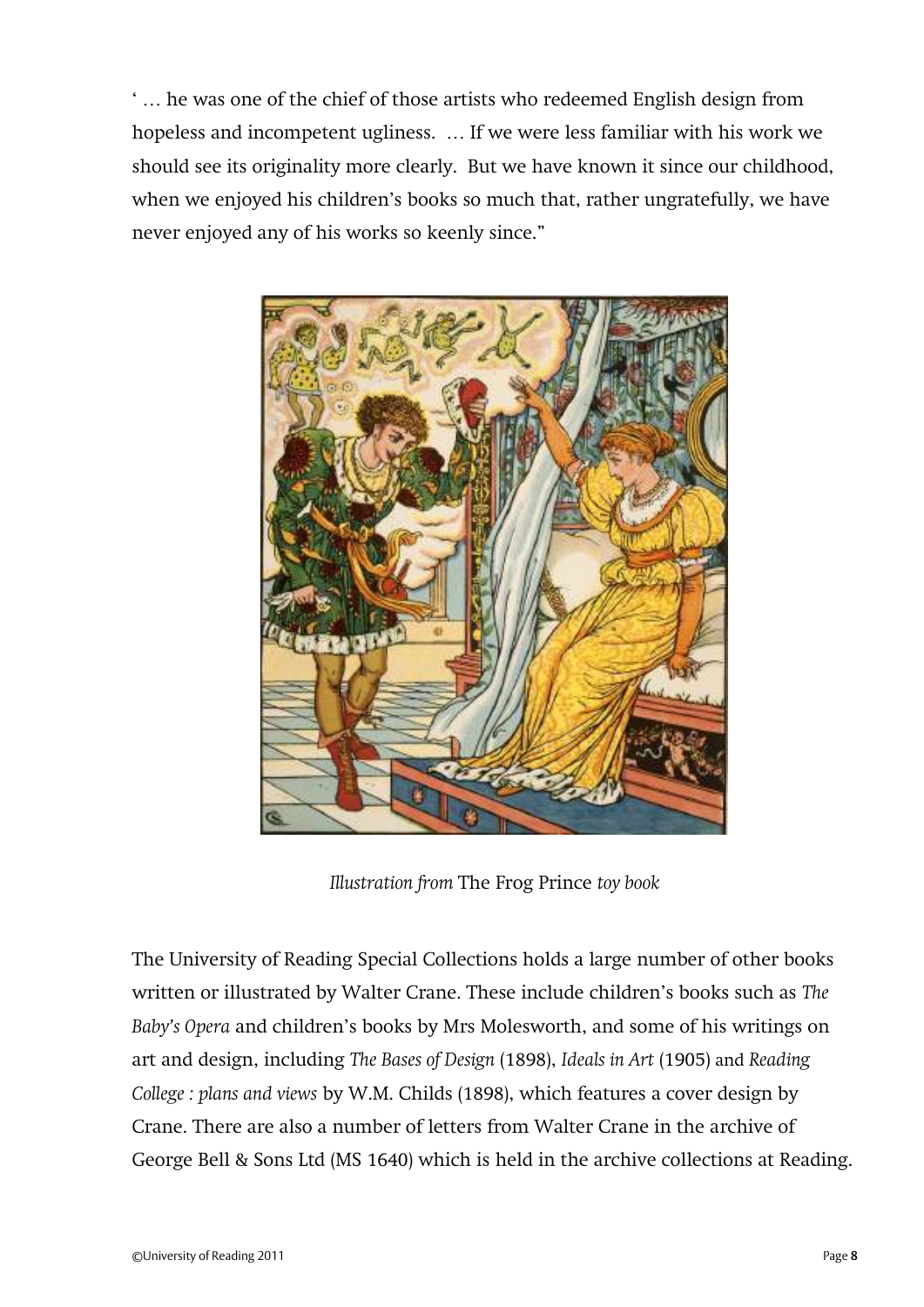' … he was one of the chief of those artists who redeemed English design from hopeless and incompetent ugliness. … If we were less familiar with his work we should see its originality more clearly. But we have known it since our childhood, when we enjoyed his children's books so much that, rather ungratefully, we have never enjoyed any of his works so keenly since."

*Illustration from* The Frog Prince *toy book*

The University of Reading Special Collections holds a large number of other books written or illustrated by Walter Crane. These include children's books such as *The Baby's Opera* and children's books by Mrs Molesworth, and some of his writings on art and design, including *The Bases of Design* (1898), *Ideals in Art* (1905) and *Reading College : plans and views* by W.M. Childs (1898), which features a cover design by Crane. There are also a number of letters from Walter Crane in the archive of George Bell & Sons Ltd (MS 1640) which is held in the archive collections at Reading.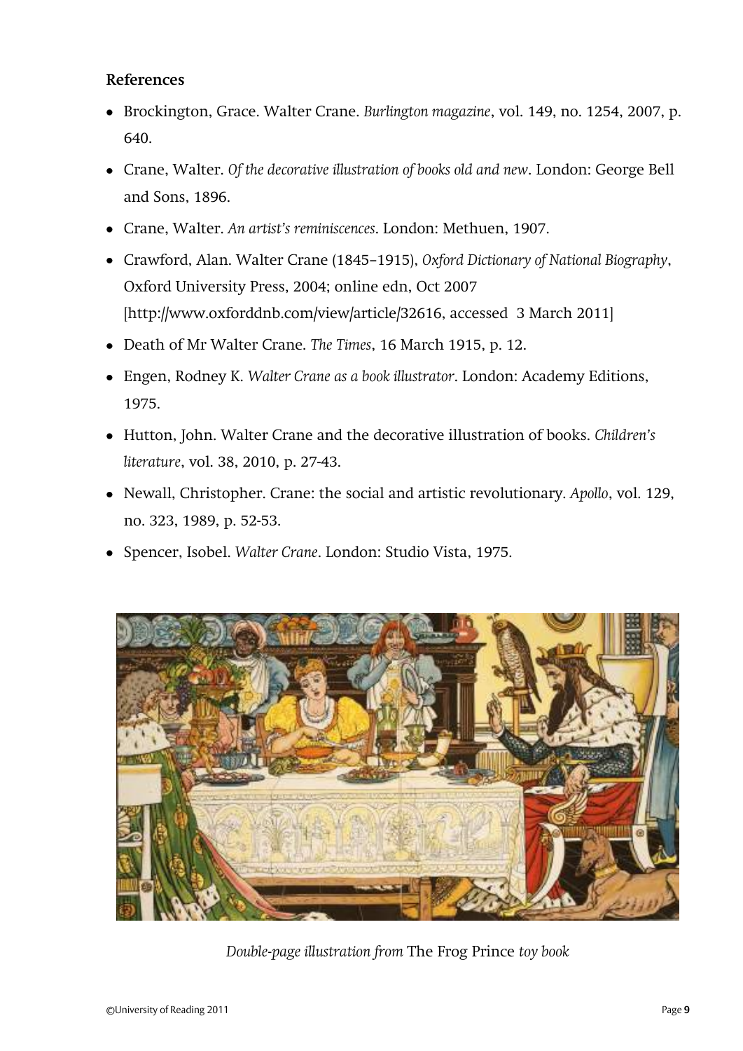**References**

- Brockington, Grace. Walter Crane. *Burlington magazine*, vol. 149, no. 1254, 2007, p. 640.
- Crane, Walter. *Of the decorative illustration of books old and new*. London: George Bell and Sons, 1896.
- Crane, Walter. *An artist's reminiscences*. London: Methuen, 1907.
- Crawford, Alan. Walter Crane (1845–1915), *Oxford Dictionary of National Biography*, Oxford University Press, 2004; online edn, Oct 2007 [http://www.oxforddnb.com/view/article/32616, accessed 3 March 2011]
- Death of Mr Walter Crane. *The Times*, 16 March 1915, p. 12.
- Engen, Rodney K. *Walter Crane as a book illustrator*. London: Academy Editions, 1975.
- Hutton, John. Walter Crane and the decorative illustration of books. *Children's literature*, vol. 38, 2010, p. 27-43.
- Newall, Christopher. Crane: the social and artistic revolutionary. *Apollo*, vol. 129, no. 323, 1989, p. 52-53.
- Spencer, Isobel. *Walter Crane*. London: Studio Vista, 1975.

*Double-page illustration from* The Frog Prince *toy book*